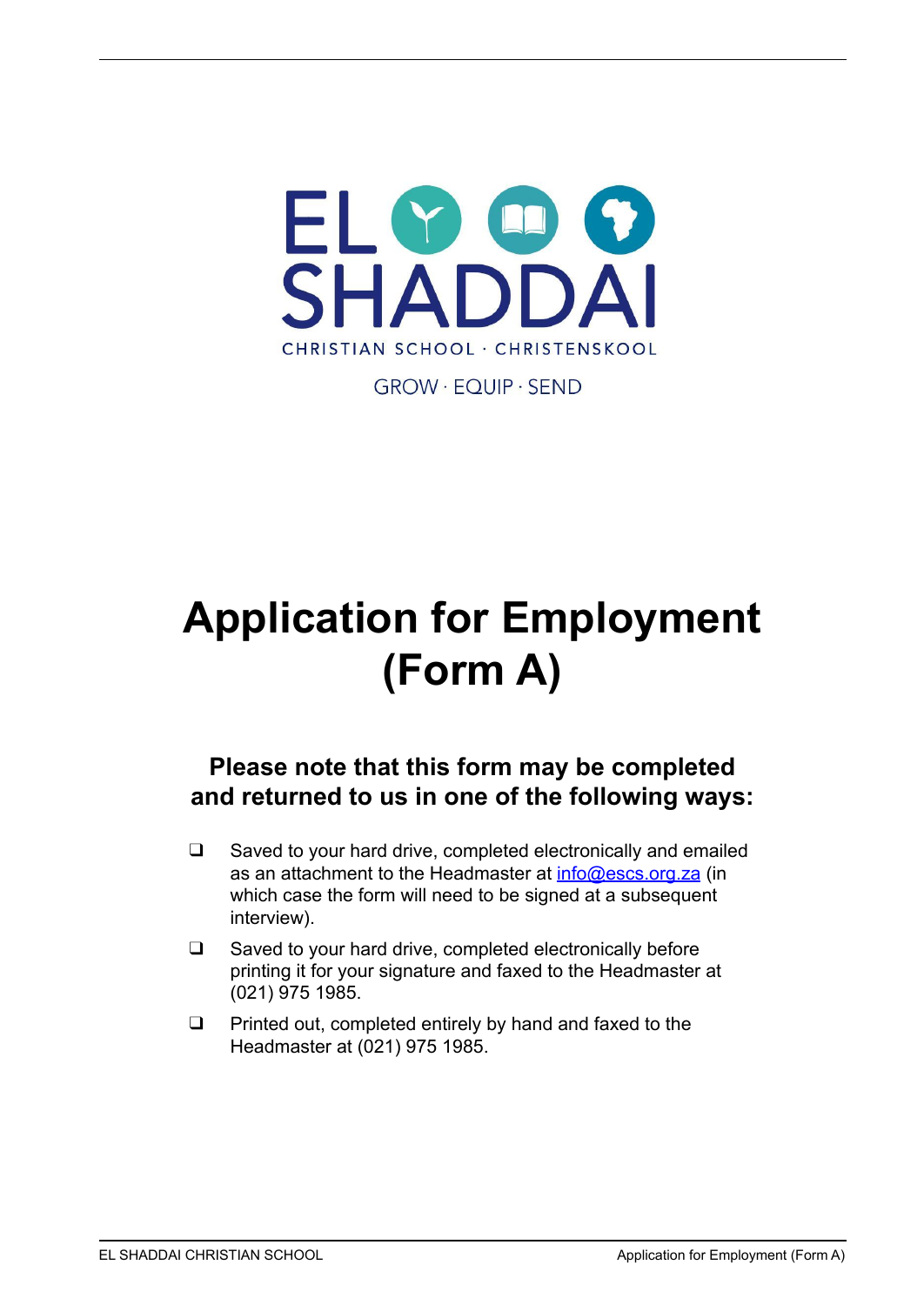EL SHADDAI

CHRISTIAN SCHOOL · CHRISTENSKOOL

GROW · EQUIP · SEND

# Application for Employment (Form A)

### Please note that this form may be completed and returned to us in one of the following ways:

- ❑ Saved to your hard drive, completed electronically and emailed as an attachment to the Headmaster at info@escs.org.za (in which case the form will need to be signed at a subsequent interview).
- ❑ Saved to your hard drive, completed electronically before printing it for your signature and faxed to the Headmaster at (021) 975 1985.
- ❑ Printed out, completed entirely by hand and faxed to the Headmaster at (021) 975 1985.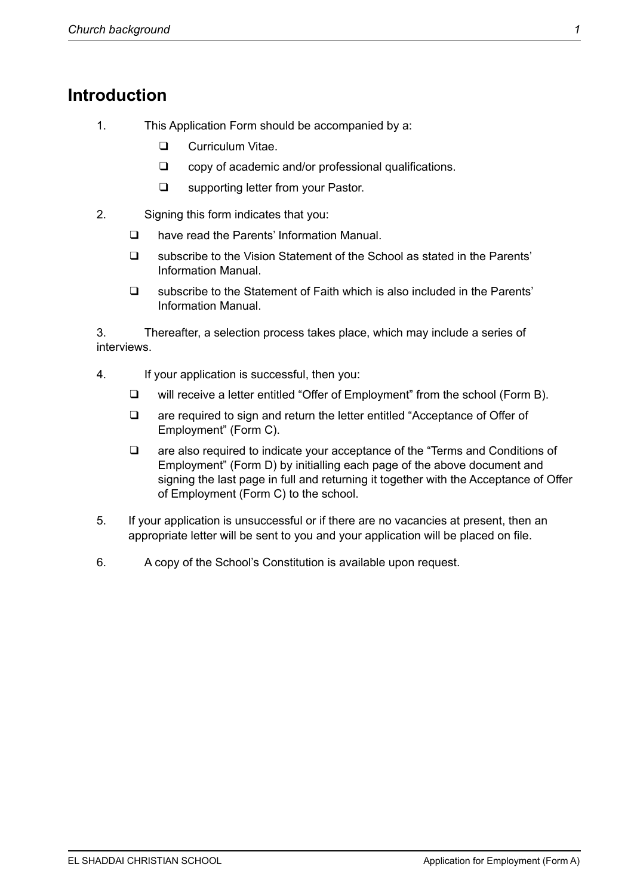## Introduction

1. This Application Form should be accompanied by a:
   - ❑ Curriculum Vitae.
   - ❑ copy of academic and/or professional qualifications.
   - ❑ supporting letter from your Pastor.

2. Signing this form indicates that you:
   - ❑ have read the Parents' Information Manual.
   - ❑ subscribe to the Vision Statement of the School as stated in the Parents' Information Manual.
   - ❑ subscribe to the Statement of Faith which is also included in the Parents' Information Manual.

3. Thereafter, a selection process takes place, which may include a series of interviews.

4. If your application is successful, then you:
   - ❑ will receive a letter entitled "Offer of Employment" from the school (Form B).
   - ❑ are required to sign and return the letter entitled "Acceptance of Offer of Employment" (Form C).
   - ❑ are also required to indicate your acceptance of the "Terms and Conditions of Employment" (Form D) by initialling each page of the above document and signing the last page in full and returning it together with the Acceptance of Offer of Employment (Form C) to the school.

5. If your application is unsuccessful or if there are no vacancies at present, then an appropriate letter will be sent to you and your application will be placed on file.

6. A copy of the School's Constitution is available upon request.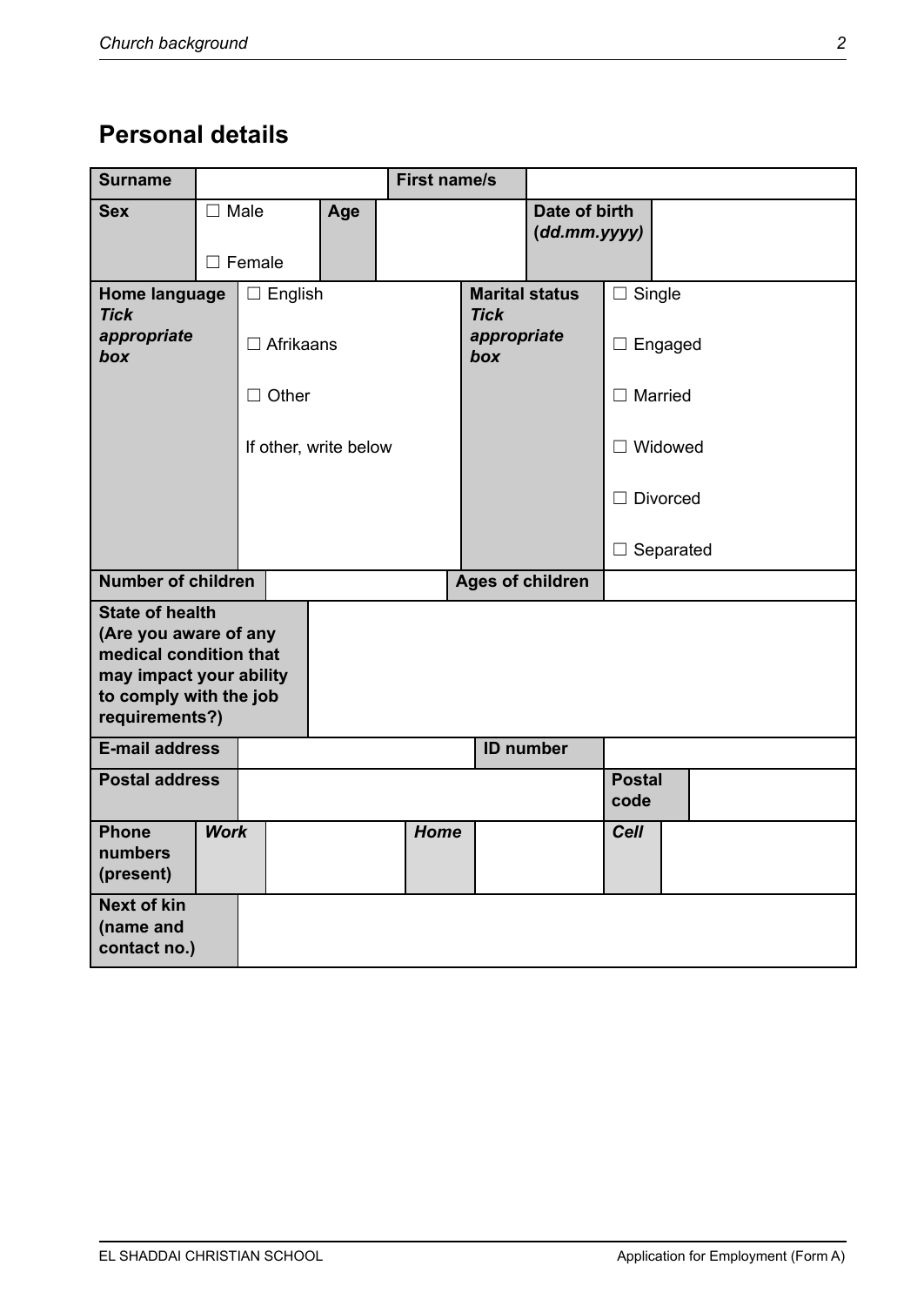## Personal details

| | | | | | | | |
|---|---|---|---|---|---|---|---|
| **Surname** | | | | **First name/s** | | | |
| **Sex** | ☐ Male<br>☐ Female | **Age** | | | | **Date of birth (*dd.mm.yyyy*)** | |
| **Home language** ***Tick appropriate box*** | ☐ English<br>☐ Afrikaans<br>☐ Other<br>If other, write below | | | **Marital status** ***Tick appropriate box*** | | ☐ Single<br>☐ Engaged<br>☐ Married<br>☐ Widowed<br>☐ Divorced<br>☐ Separated | |
| **Number of children** | | | | **Ages of children** | | | |
| **State of health (Are you aware of any medical condition that may impact your ability to comply with the job requirements?)** | | | | | | | |
| **E-mail address** | | | | **ID number** | | | |
| **Postal address** | | | | | | **Postal code** | |
| **Phone numbers (present)** | ***Work*** | | ***Home*** | | | ***Cell*** | |
| **Next of kin (name and contact no.)** | | | | | | | |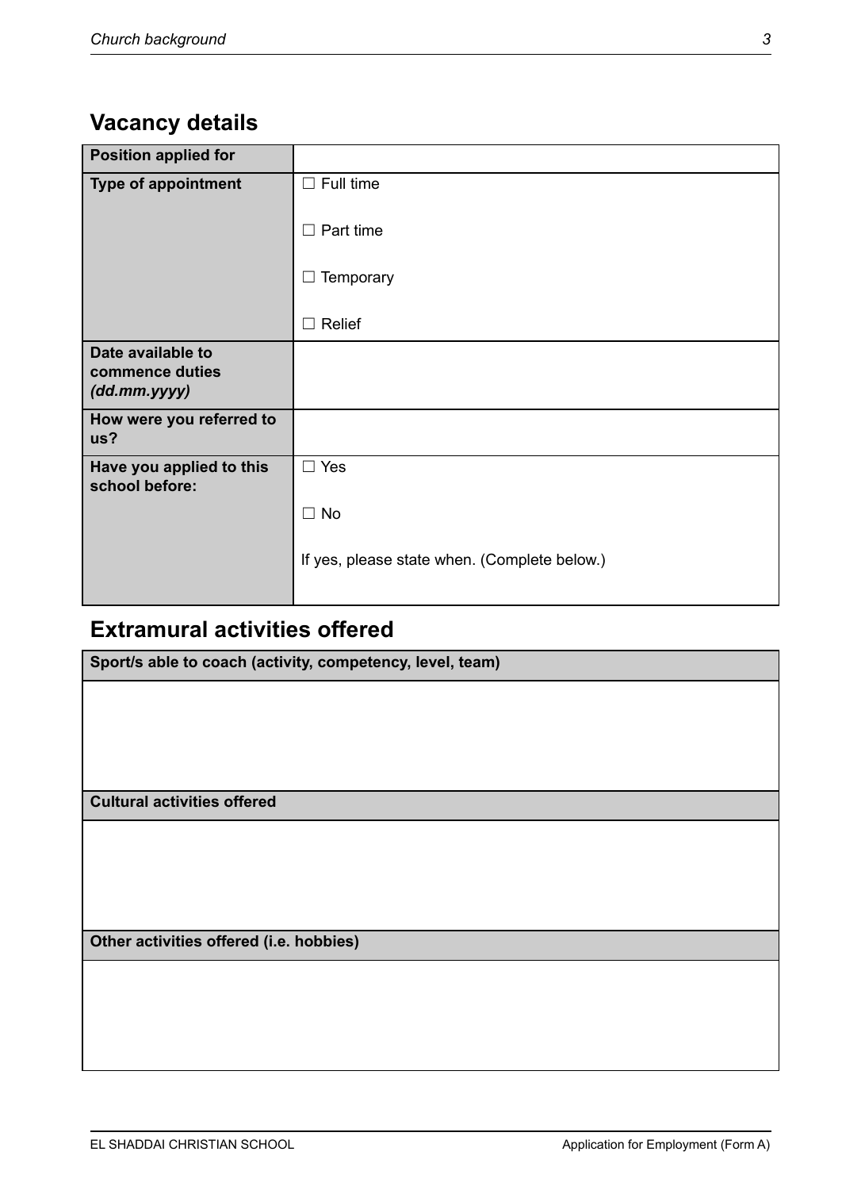## Vacancy details

| **Position applied for** | |
|---|---|
| **Type of appointment** | ☐ Full time<br><br>☐ Part time<br><br>☐ Temporary<br><br>☐ Relief |
| **Date available to commence duties *(dd.mm.yyyy)*** | |
| **How were you referred to us?** | |
| **Have you applied to this school before:** | ☐ Yes<br><br>☐ No<br><br>If yes, please state when. (Complete below.) |

## Extramural activities offered

| **Sport/s able to coach (activity, competency, level, team)** |
|---|
| |
| **Cultural activities offered** |
| |
| **Other activities offered (i.e. hobbies)** |
| |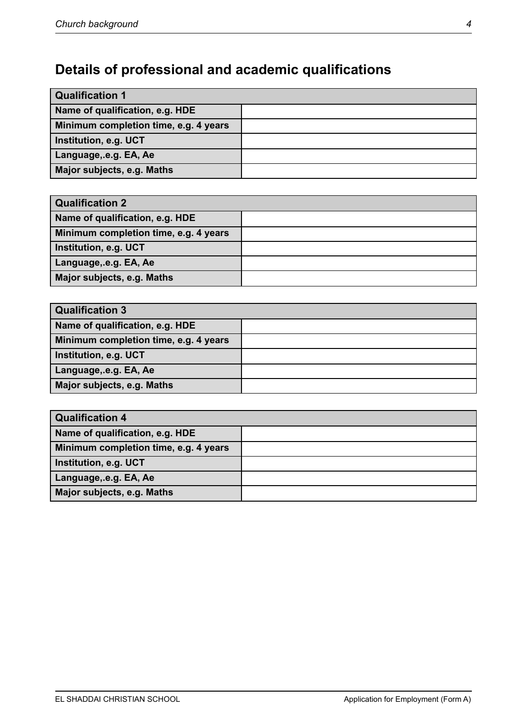## Details of professional and academic qualifications

| Qualification 1 | |
|---|---|
| Name of qualification, e.g. HDE | |
| Minimum completion time, e.g. 4 years | |
| Institution, e.g. UCT | |
| Language,.e.g. EA, Ae | |
| Major subjects, e.g. Maths | |

| Qualification 2 | |
|---|---|
| Name of qualification, e.g. HDE | |
| Minimum completion time, e.g. 4 years | |
| Institution, e.g. UCT | |
| Language,.e.g. EA, Ae | |
| Major subjects, e.g. Maths | |

| Qualification 3 | |
|---|---|
| Name of qualification, e.g. HDE | |
| Minimum completion time, e.g. 4 years | |
| Institution, e.g. UCT | |
| Language,.e.g. EA, Ae | |
| Major subjects, e.g. Maths | |

| Qualification 4 | |
|---|---|
| Name of qualification, e.g. HDE | |
| Minimum completion time, e.g. 4 years | |
| Institution, e.g. UCT | |
| Language,.e.g. EA, Ae | |
| Major subjects, e.g. Maths | |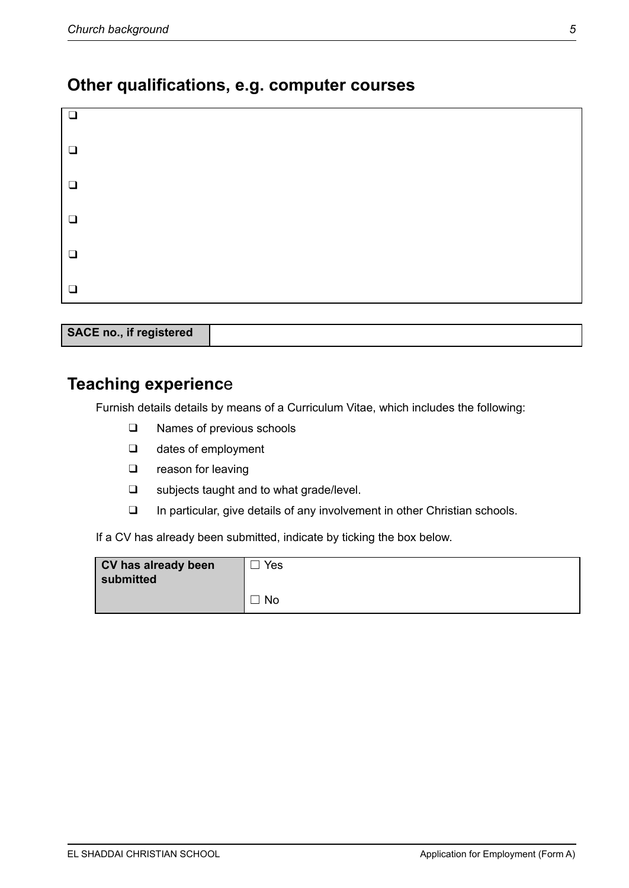## Other qualifications, e.g. computer courses

| ❑ |
|---|
| ❑ |
| ❑ |
| ❑ |
| ❑ |
| ❑ |

| **SACE no., if registered** | |
|---|---|

## Teaching experience

Furnish details details by means of a Curriculum Vitae, which includes the following:

- ❑ Names of previous schools
- ❑ dates of employment
- ❑ reason for leaving
- ❑ subjects taught and to what grade/level.
- ❑ In particular, give details of any involvement in other Christian schools.

If a CV has already been submitted, indicate by ticking the box below.

| **CV has already been submitted** | ☐ Yes |
|---|---|
| | ☐ No |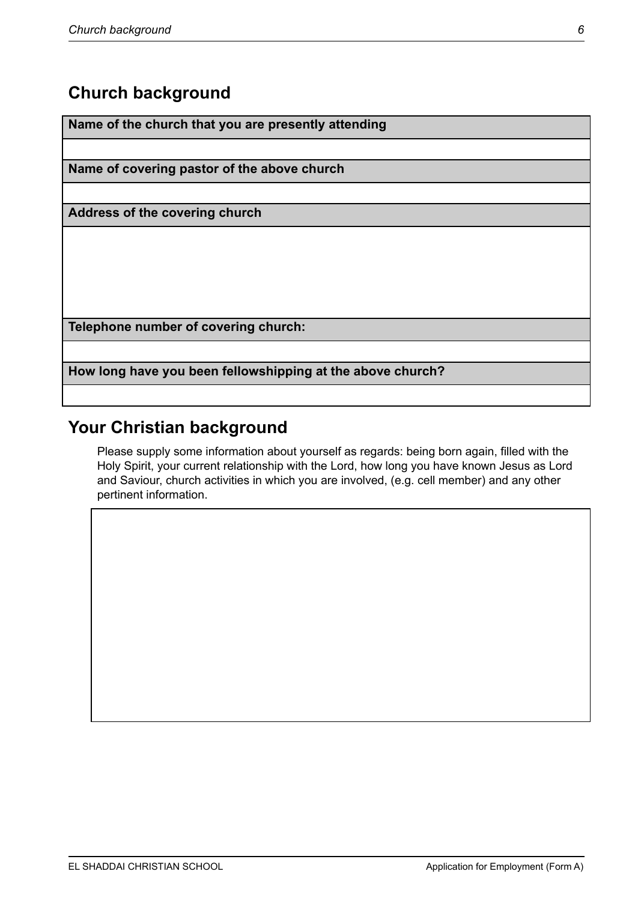## Church background

| Name of the church that you are presently attending |
| --- |
| |
| **Name of covering pastor of the above church** |
| |
| **Address of the covering church** |
| |
| **Telephone number of covering church:** |
| |
| **How long have you been fellowshipping at the above church?** |
| |

## Your Christian background

Please supply some information about yourself as regards: being born again, filled with the Holy Spirit, your current relationship with the Lord, how long you have known Jesus as Lord and Saviour, church activities in which you are involved, (e.g. cell member) and any other pertinent information.

| |
| --- |
| |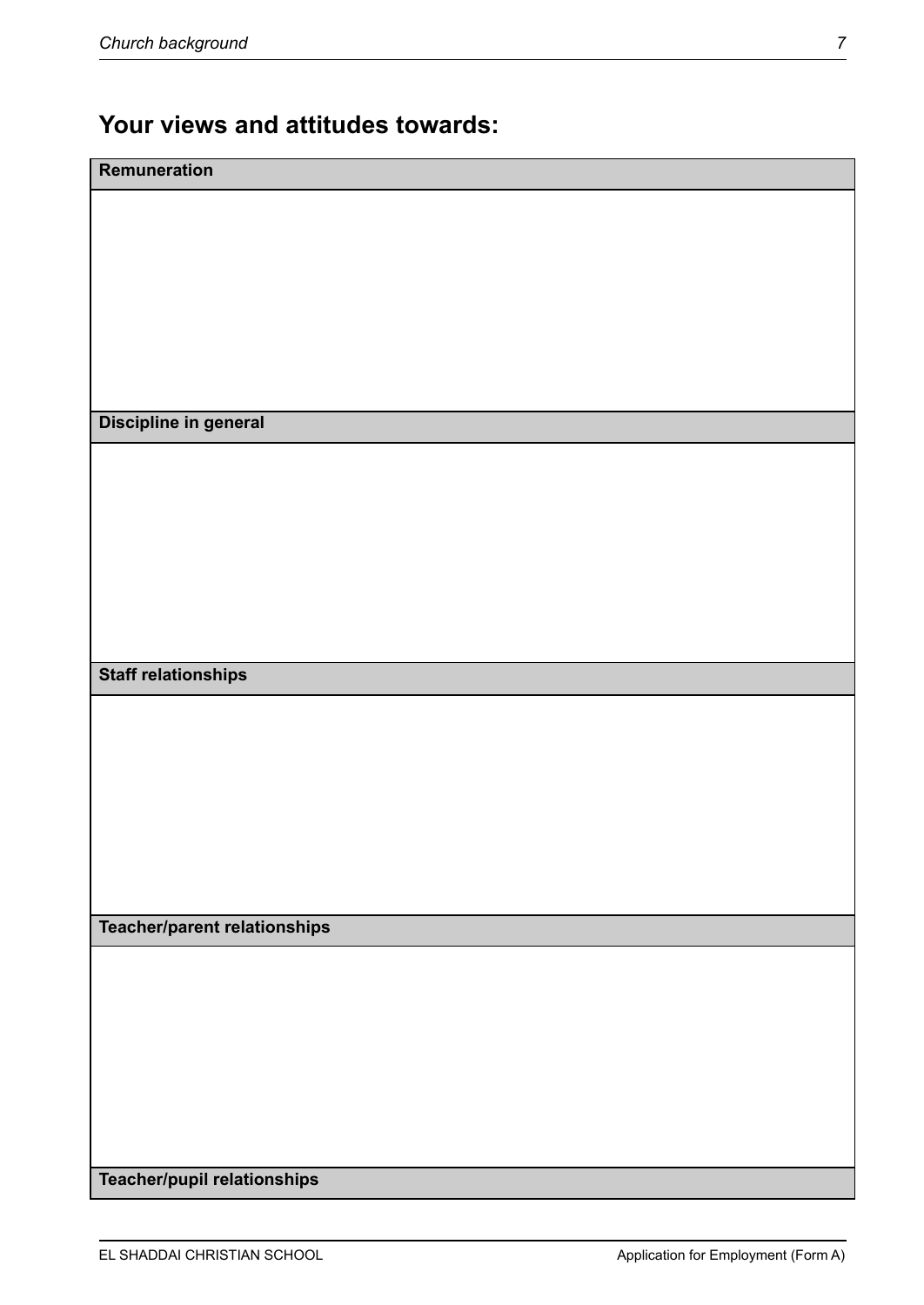## Your views and attitudes towards:

| Remuneration |
| --- |
| |

| Discipline in general |
| --- |
| |

| Staff relationships |
| --- |
| |

| Teacher/parent relationships |
| --- |
| |

| Teacher/pupil relationships |
| --- |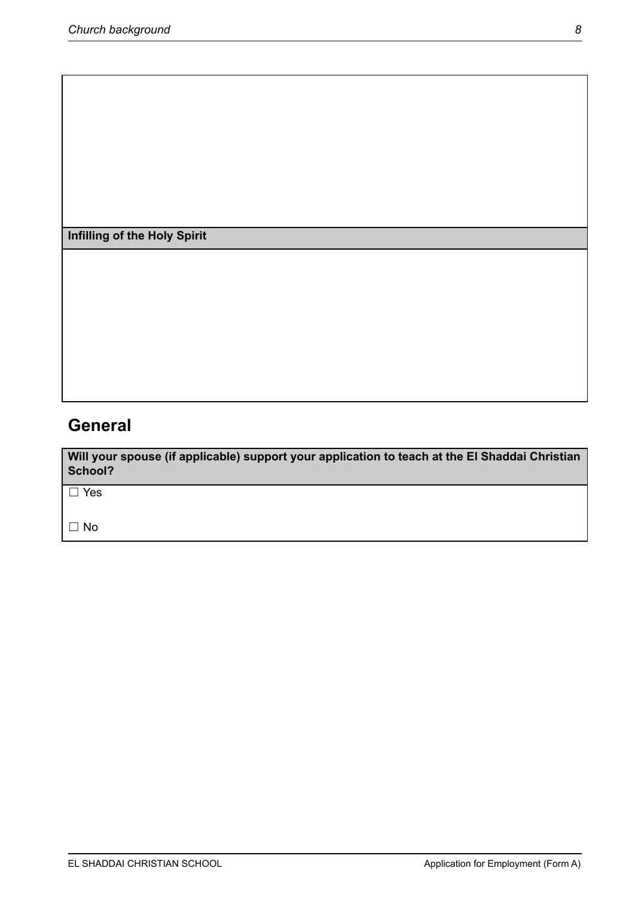| |
|---|
| |
| **Infilling of the Holy Spirit** |
| |

## General

| **Will your spouse (if applicable) support your application to teach at the El Shaddai Christian School?** |
|---|
| ☐ Yes<br><br>☐ No |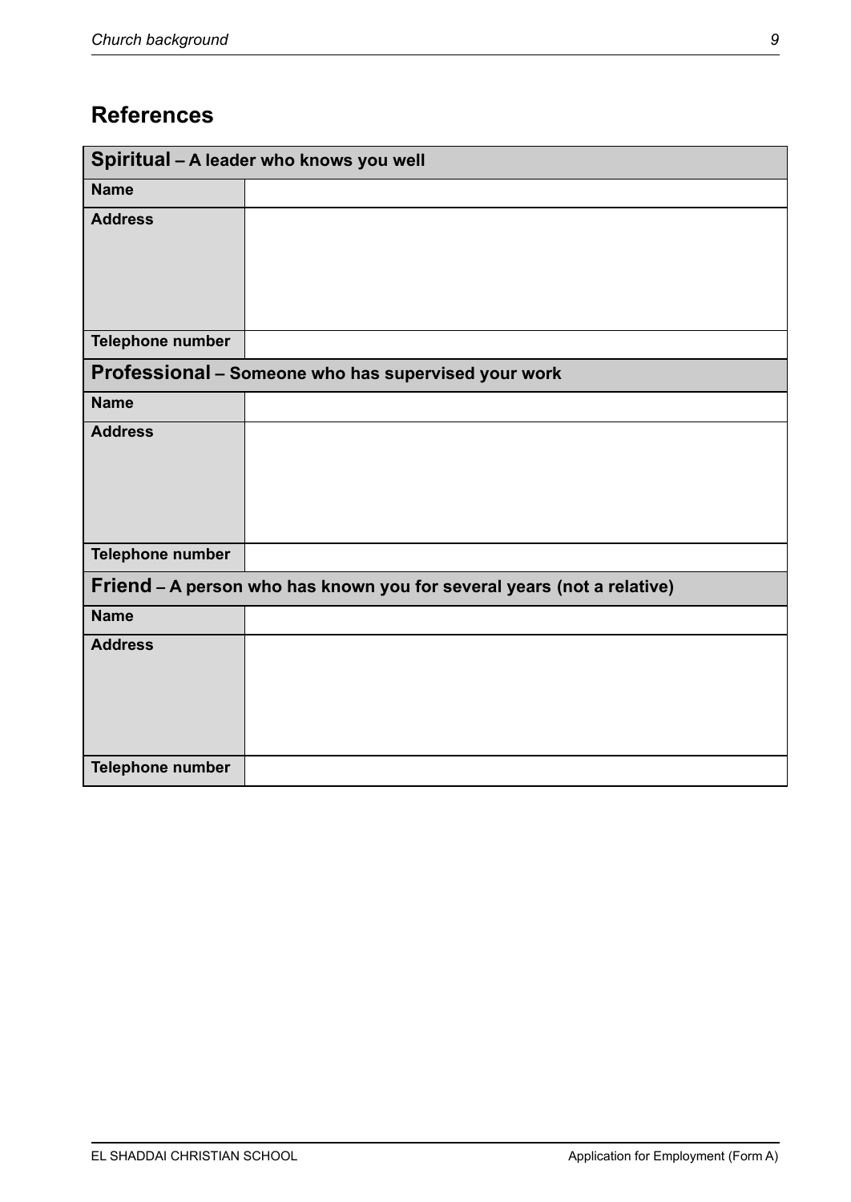## References

| **Spiritual – A leader who knows you well** | |
|---|---|
| **Name** | |
| **Address** | |
| **Telephone number** | |
| **Professional – Someone who has supervised your work** | |
| **Name** | |
| **Address** | |
| **Telephone number** | |
| **Friend – A person who has known you for several years (not a relative)** | |
| **Name** | |
| **Address** | |
| **Telephone number** | |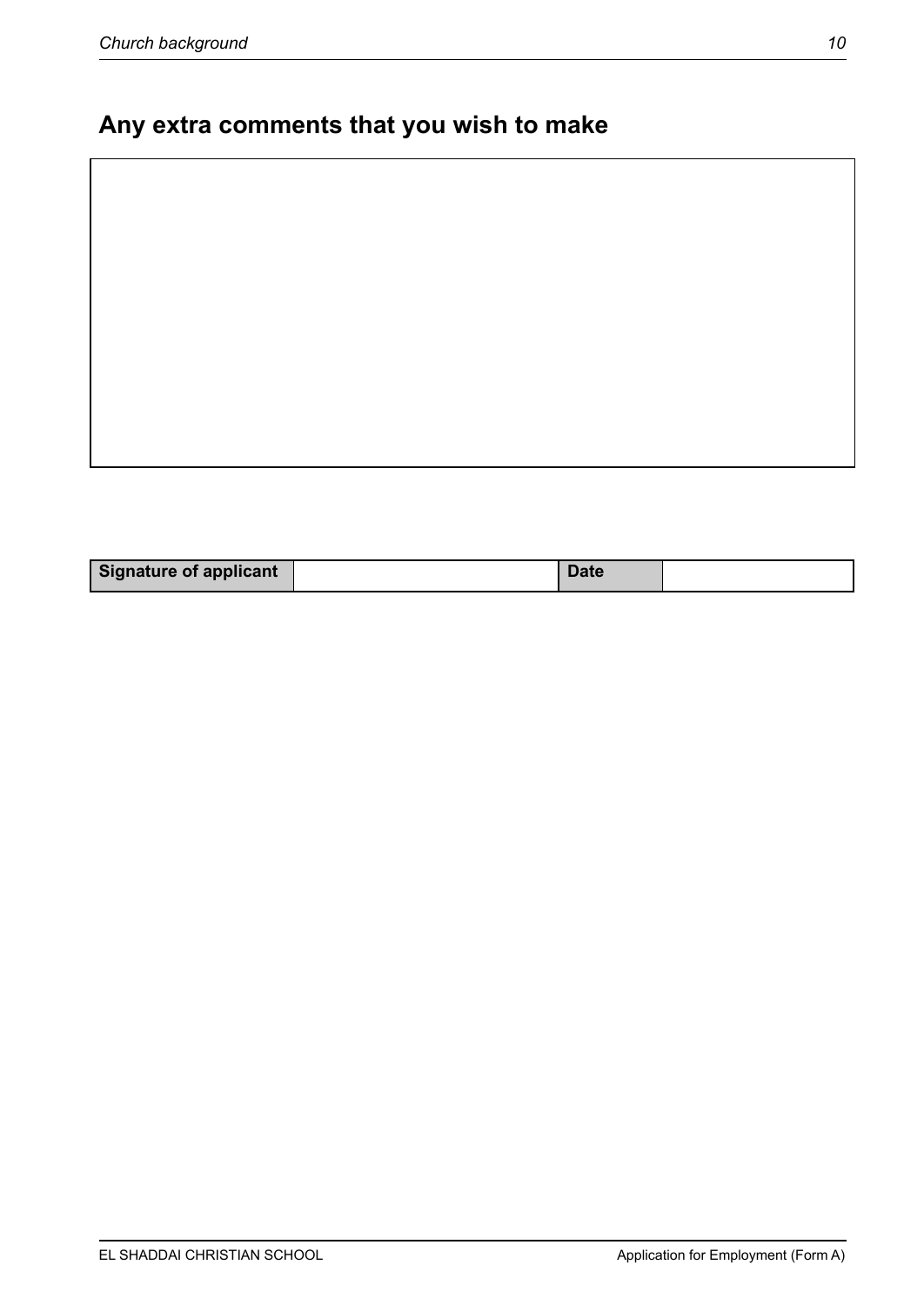## Any extra comments that you wish to make

| |
|---|
| |

| Signature of applicant | | Date | |
|---|---|---|---|